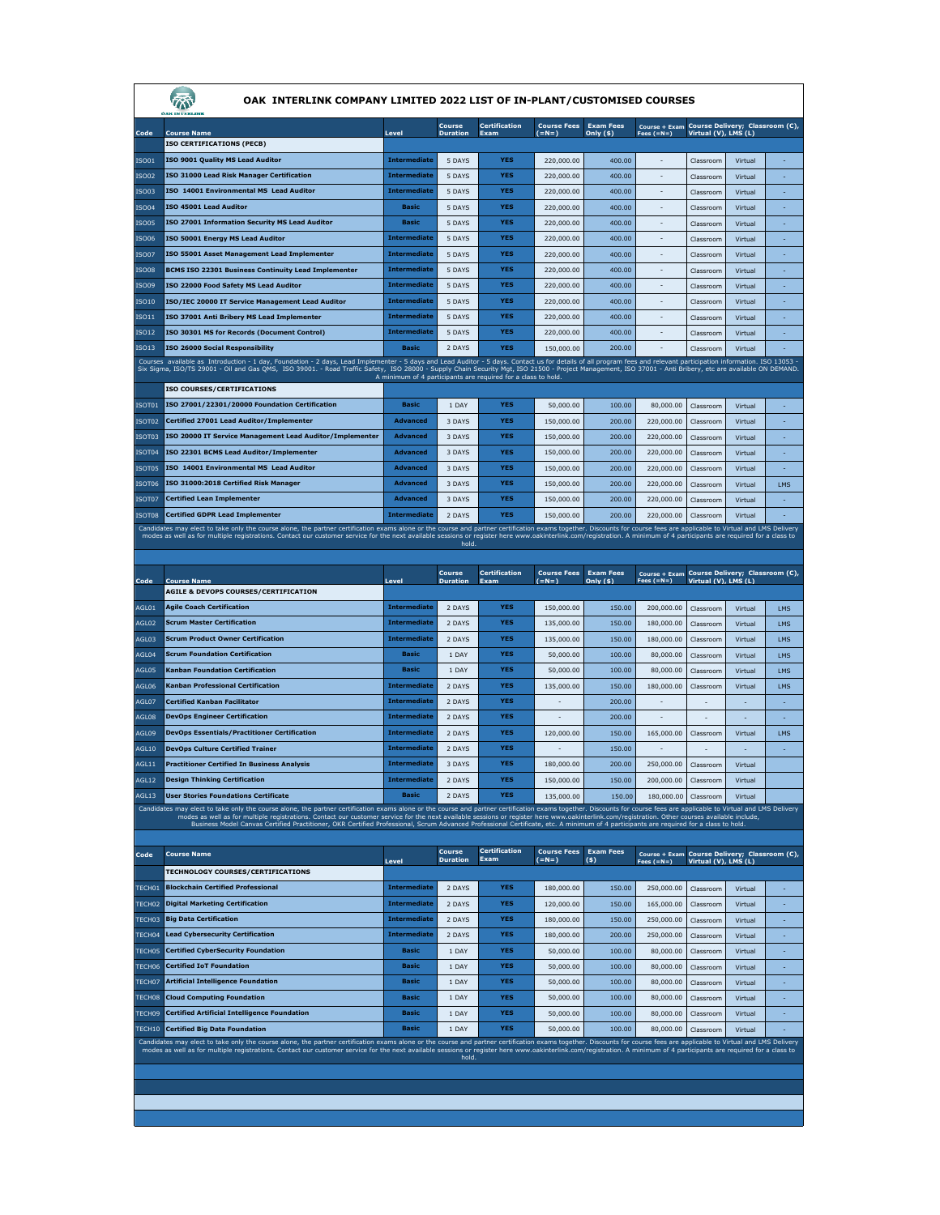# OAK INTERLINK COMPANY LIMITED 2022 LIST OF IN-PLANT/CUSTOMISED COURSES

| Code | Course Name | Level | Course Duration | Certification Exam | Course Fees (=N=) | Exam Fees Only ($) | Course + Exam Fees (=N=) | Course Delivery; Classroom (C), Virtual (V), LMS (L) | | |
|---|---|---|---|---|---|---|---|---|---|---|
| | **ISO CERTIFICATIONS (PECB)** | | | | | | | | | |
| ISO01 | ISO 9001 Quality MS Lead Auditor | Intermediate | 5 DAYS | YES | 220,000.00 | 400.00 | - | Classroom | Virtual | - |
| ISO02 | ISO 31000 Lead Risk Manager Certification | Intermediate | 5 DAYS | YES | 220,000.00 | 400.00 | - | Classroom | Virtual | - |
| ISO03 | ISO 14001 Environmental MS Lead Auditor | Intermediate | 5 DAYS | YES | 220,000.00 | 400.00 | - | Classroom | Virtual | - |
| ISO04 | ISO 45001 Lead Auditor | Basic | 5 DAYS | YES | 220,000.00 | 400.00 | - | Classroom | Virtual | - |
| ISO05 | ISO 27001 Information Security MS Lead Auditor | Basic | 5 DAYS | YES | 220,000.00 | 400.00 | - | Classroom | Virtual | - |
| ISO06 | ISO 50001 Energy MS Lead Auditor | Intermediate | 5 DAYS | YES | 220,000.00 | 400.00 | - | Classroom | Virtual | - |
| ISO07 | ISO 55001 Asset Management Lead Implementer | Intermediate | 5 DAYS | YES | 220,000.00 | 400.00 | - | Classroom | Virtual | - |
| ISO08 | BCMS ISO 22301 Business Continuity Lead Implementer | Intermediate | 5 DAYS | YES | 220,000.00 | 400.00 | - | Classroom | Virtual | - |
| ISO09 | ISO 22000 Food Safety MS Lead Auditor | Intermediate | 5 DAYS | YES | 220,000.00 | 400.00 | - | Classroom | Virtual | - |
| ISO10 | ISO/IEC 20000 IT Service Management Lead Auditor | Intermediate | 5 DAYS | YES | 220,000.00 | 400.00 | - | Classroom | Virtual | - |
| ISO11 | ISO 37001 Anti Bribery MS Lead Implementer | Intermediate | 5 DAYS | YES | 220,000.00 | 400.00 | - | Classroom | Virtual | - |
| ISO12 | ISO 30301 MS for Records (Document Control) | Intermediate | 5 DAYS | YES | 220,000.00 | 400.00 | - | Classroom | Virtual | - |
| ISO13 | ISO 26000 Social Responsibility | Basic | 2 DAYS | YES | 150,000.00 | 200.00 | - | Classroom | Virtual | - |

Courses available as Introduction - 1 day, Foundation - 2 days, Lead Implementer - 5 days and Lead Auditor - 5 days. Contact us for details of all program fees and relevant participation information. ISO 13053 - Six Sigma, ISO/TS 29001 - Oil and Gas QMS, ISO 39001. - Road Traffic Safety, ISO 28000 - Supply Chain Security Mgt, ISO 21500 - Project Management, ISO 37001 - Anti Bribery, etc are available ON DEMAND. A minimum of 4 participants are required for a class to hold.

| Code | Course Name | Level | Course Duration | Certification Exam | Course Fees (=N=) | Exam Fees Only ($) | Course + Exam Fees (=N=) | Course Delivery; Classroom (C), Virtual (V), LMS (L) | | |
|---|---|---|---|---|---|---|---|---|---|---|
| | **ISO COURSES/CERTIFICATIONS** | | | | | | | | | |
| ISOT01 | ISO 27001/22301/20000 Foundation Certification | Basic | 1 DAY | YES | 50,000.00 | 100.00 | 80,000.00 | Classroom | Virtual | - |
| ISOT02 | Certified 27001 Lead Auditor/Implementer | Advanced | 3 DAYS | YES | 150,000.00 | 200.00 | 220,000.00 | Classroom | Virtual | - |
| ISOT03 | ISO 20000 IT Service Management Lead Auditor/Implementer | Advanced | 3 DAYS | YES | 150,000.00 | 200.00 | 220,000.00 | Classroom | Virtual | - |
| ISOT04 | ISO 22301 BCMS Lead Auditor/Implementer | Advanced | 3 DAYS | YES | 150,000.00 | 200.00 | 220,000.00 | Classroom | Virtual | - |
| ISOT05 | ISO 14001 Environmental MS Lead Auditor | Advanced | 3 DAYS | YES | 150,000.00 | 200.00 | 220,000.00 | Classroom | Virtual | - |
| ISOT06 | ISO 31000:2018 Certified Risk Manager | Advanced | 3 DAYS | YES | 150,000.00 | 200.00 | 220,000.00 | Classroom | Virtual | LMS |
| ISOT07 | Certified Lean Implementer | Advanced | 3 DAYS | YES | 150,000.00 | 200.00 | 220,000.00 | Classroom | Virtual | - |
| ISOT08 | Certified GDPR Lead Implementer | Intermediate | 2 DAYS | YES | 150,000.00 | 200.00 | 220,000.00 | Classroom | Virtual | - |

Candidates may elect to take only the course alone, the partner certification exams alone or the course and partner certification exams together. Discounts for course fees are applicable to Virtual and LMS Delivery modes as well as for multiple registrations. Contact our customer service for the next available sessions or register here www.oakinterlink.com/registration. A minimum of 4 participants are required for a class to hold.

| Code | Course Name | Level | Course Duration | Certification Exam | Course Fees (=N=) | Exam Fees Only ($) | Course + Exam Fees (=N=) | Course Delivery; Classroom (C), Virtual (V), LMS (L) | | |
|---|---|---|---|---|---|---|---|---|---|---|
| | **AGILE & DEVOPS COURSES/CERTIFICATION** | | | | | | | | | |
| AGL01 | Agile Coach Certification | Intermediate | 2 DAYS | YES | 150,000.00 | 150.00 | 200,000.00 | Classroom | Virtual | LMS |
| AGL02 | Scrum Master Certification | Intermediate | 2 DAYS | YES | 135,000.00 | 150.00 | 180,000.00 | Classroom | Virtual | LMS |
| AGL03 | Scrum Product Owner Certification | Intermediate | 2 DAYS | YES | 135,000.00 | 150.00 | 180,000.00 | Classroom | Virtual | LMS |
| AGL04 | Scrum Foundation Certification | Basic | 1 DAY | YES | 50,000.00 | 100.00 | 80,000.00 | Classroom | Virtual | LMS |
| AGL05 | Kanban Foundation Certification | Basic | 1 DAY | YES | 50,000.00 | 100.00 | 80,000.00 | Classroom | Virtual | LMS |
| AGL06 | Kanban Professional Certification | Intermediate | 2 DAYS | YES | 135,000.00 | 150.00 | 180,000.00 | Classroom | Virtual | LMS |
| AGL07 | Certified Kanban Facilitator | Intermediate | 2 DAYS | YES | - | 200.00 | - | - | - | - |
| AGL08 | DevOps Engineer Certification | Intermediate | 2 DAYS | YES | - | 200.00 | - | - | - | - |
| AGL09 | DevOps Essentials/Practitioner Certification | Intermediate | 2 DAYS | YES | 120,000.00 | 150.00 | 165,000.00 | Classroom | Virtual | LMS |
| AGL10 | DevOps Culture Certified Trainer | Intermediate | 2 DAYS | YES | - | 150.00 | - | - | - | - |
| AGL11 | Practitioner Certified In Business Analysis | Intermediate | 3 DAYS | YES | 180,000.00 | 200.00 | 250,000.00 | Classroom | Virtual | |
| AGL12 | Design Thinking Certification | Intermediate | 2 DAYS | YES | 150,000.00 | 150.00 | 200,000.00 | Classroom | Virtual | |
| AGL13 | User Stories Foundations Certificate | Basic | 2 DAYS | YES | 135,000.00 | 150.00 | 180,000.00 | Classroom | Virtual | |

Candidates may elect to take only the course alone, the partner certification exams alone or the course and partner certification exams together. Discounts for course fees are applicable to Virtual and LMS Delivery modes as well as for multiple registrations. Contact our customer service for the next available sessions or register here www.oakinterlink.com/registration. Other courses available include, Business Model Canvas Certified Practitioner, OKR Certified Professional, Scrum Advanced Professional Certificate, etc. A minimum of 4 participants are required for a class to hold.

| Code | Course Name | Level | Course Duration | Certification Exam | Course Fees (=N=) | Exam Fees ($) | Course + Exam Fees (=N=) | Course Delivery; Classroom (C), Virtual (V), LMS (L) | | |
|---|---|---|---|---|---|---|---|---|---|---|
| | **TECHNOLOGY COURSES/CERTIFICATIONS** | | | | | | | | | |
| TECH01 | Blockchain Certified Professional | Intermediate | 2 DAYS | YES | 180,000.00 | 150.00 | 250,000.00 | Classroom | Virtual | - |
| TECH02 | Digital Marketing Certification | Intermediate | 2 DAYS | YES | 120,000.00 | 150.00 | 165,000.00 | Classroom | Virtual | - |
| TECH03 | Big Data Certification | Intermediate | 2 DAYS | YES | 180,000.00 | 150.00 | 250,000.00 | Classroom | Virtual | - |
| TECH04 | Lead Cybersecurity Certification | Intermediate | 2 DAYS | YES | 180,000.00 | 200.00 | 250,000.00 | Classroom | Virtual | - |
| TECH05 | Certified CyberSecurity Foundation | Basic | 1 DAY | YES | 50,000.00 | 100.00 | 80,000.00 | Classroom | Virtual | - |
| TECH06 | Certified IoT Foundation | Basic | 1 DAY | YES | 50,000.00 | 100.00 | 80,000.00 | Classroom | Virtual | - |
| TECH07 | Artificial Intelligence Foundation | Basic | 1 DAY | YES | 50,000.00 | 100.00 | 80,000.00 | Classroom | Virtual | - |
| TECH08 | Cloud Computing Foundation | Basic | 1 DAY | YES | 50,000.00 | 100.00 | 80,000.00 | Classroom | Virtual | - |
| TECH09 | Certified Artificial Intelligence Foundation | Basic | 1 DAY | YES | 50,000.00 | 100.00 | 80,000.00 | Classroom | Virtual | - |
| TECH10 | Certified Big Data Foundation | Basic | 1 DAY | YES | 50,000.00 | 100.00 | 80,000.00 | Classroom | Virtual | - |

Candidates may elect to take only the course alone, the partner certification exams alone or the course and partner certification exams together. Discounts for course fees are applicable to Virtual and LMS Delivery modes as well as for multiple registrations. Contact our customer service for the next available sessions or register here www.oakinterlink.com/registration. A minimum of 4 participants are required for a class to hold.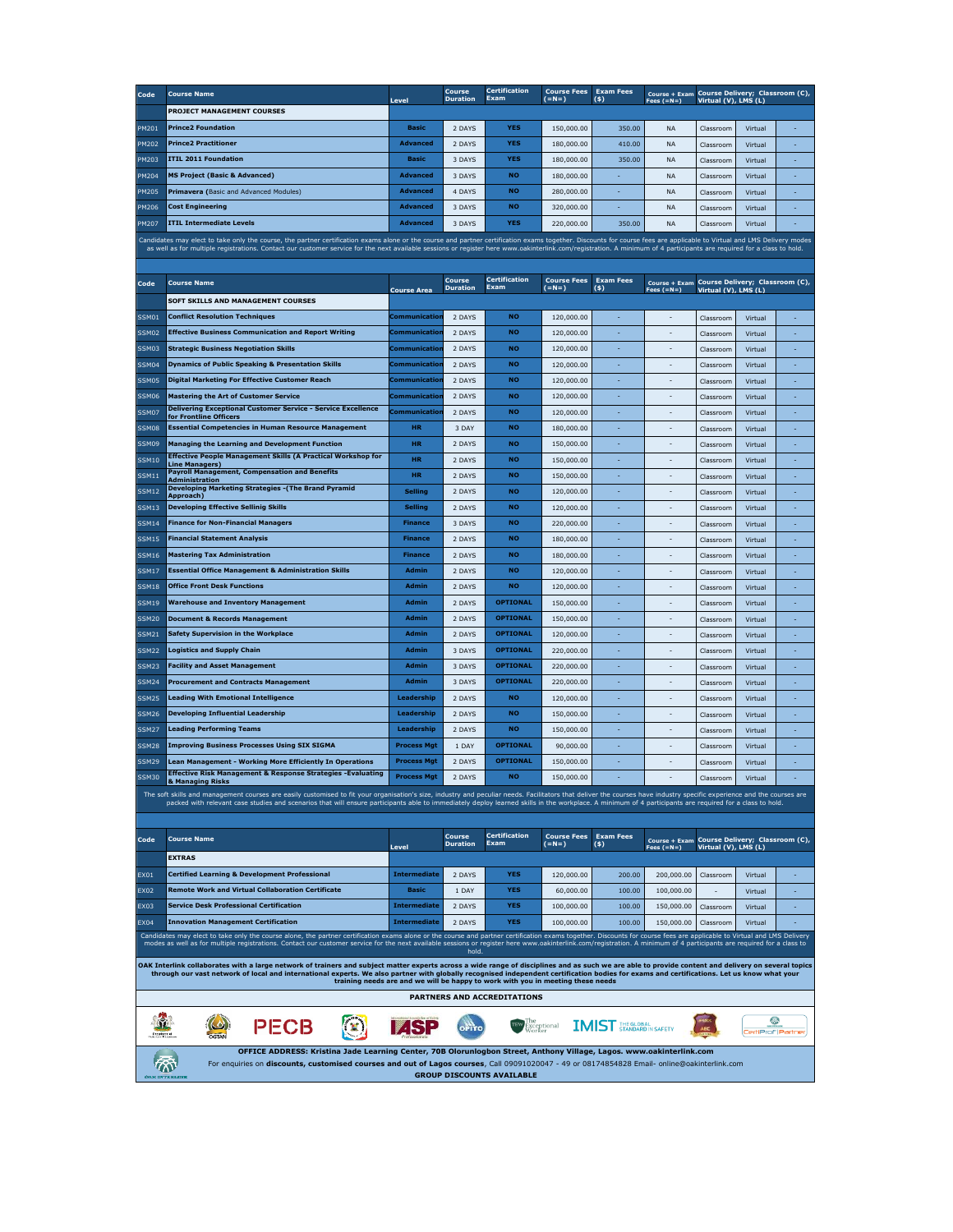| Code | Course Name | Level | Course Duration | Certification Exam | Course Fees (=N=) | Exam Fees ($) | Course + Exam Fees (=N=) | Course Delivery; Classroom (C), Virtual (V), LMS (L) | | |
|---|---|---|---|---|---|---|---|---|---|---|
| | **PROJECT MANAGEMENT COURSES** | | | | | | | | | |
| PM201 | **Prince2 Foundation** | Basic | 2 DAYS | YES | 150,000.00 | 350.00 | NA | Classroom | Virtual | - |
| PM202 | **Prince2 Practitioner** | Advanced | 2 DAYS | YES | 180,000.00 | 410.00 | NA | Classroom | Virtual | - |
| PM203 | **ITIL 2011 Foundation** | Basic | 3 DAYS | YES | 180,000.00 | 350.00 | NA | Classroom | Virtual | - |
| PM204 | **MS Project (Basic & Advanced)** | Advanced | 3 DAYS | NO | 180,000.00 | - | NA | Classroom | Virtual | - |
| PM205 | **Primavera** (Basic and Advanced Modules) | Advanced | 4 DAYS | NO | 280,000.00 | - | NA | Classroom | Virtual | - |
| PM206 | **Cost Engineering** | Advanced | 3 DAYS | NO | 320,000.00 | - | NA | Classroom | Virtual | - |
| PM207 | **ITIL Intermediate Levels** | Advanced | 3 DAYS | YES | 220,000.00 | 350.00 | NA | Classroom | Virtual | - |

Candidates may elect to take only the course, the partner certification exams alone or the course and partner certification exams together. Discounts for course fees are applicable to Virtual and LMS Delivery modes as well as for multiple registrations. Contact our customer service for the next available sessions or register here www.oakinterlink.com/registration. A minimum of 4 participants are required for a class to hold.

| Code | Course Name | Course Area | Course Duration | Certification Exam | Course Fees (=N=) | Exam Fees ($) | Course + Exam Fees (=N=) | Course Delivery; Classroom (C), Virtual (V), LMS (L) | | |
|---|---|---|---|---|---|---|---|---|---|---|
| | **SOFT SKILLS AND MANAGEMENT COURSES** | | | | | | | | | |
| SSM01 | **Conflict Resolution Techniques** | Communication | 2 DAYS | NO | 120,000.00 | - | - | Classroom | Virtual | - |
| SSM02 | **Effective Business Communication and Report Writing** | Communication | 2 DAYS | NO | 120,000.00 | - | - | Classroom | Virtual | - |
| SSM03 | **Strategic Business Negotiation Skills** | Communication | 2 DAYS | NO | 120,000.00 | - | - | Classroom | Virtual | - |
| SSM04 | **Dynamics of Public Speaking & Presentation Skills** | Communication | 2 DAYS | NO | 120,000.00 | - | - | Classroom | Virtual | - |
| SSM05 | **Digital Marketing For Effective Customer Reach** | Communication | 2 DAYS | NO | 120,000.00 | - | - | Classroom | Virtual | - |
| SSM06 | **Mastering the Art of Customer Service** | Communication | 2 DAYS | NO | 120,000.00 | - | - | Classroom | Virtual | - |
| SSM07 | **Delivering Exceptional Customer Service - Service Excellence for Frontline Officers** | Communication | 2 DAYS | NO | 120,000.00 | - | - | Classroom | Virtual | - |
| SSM08 | **Essential Competencies in Human Resource Management** | HR | 3 DAY | NO | 180,000.00 | - | - | Classroom | Virtual | - |
| SSM09 | **Managing the Learning and Development Function** | HR | 2 DAYS | NO | 150,000.00 | - | - | Classroom | Virtual | - |
| SSM10 | **Effective People Management Skills (A Practical Workshop for Line Managers)** | HR | 2 DAYS | NO | 150,000.00 | - | - | Classroom | Virtual | - |
| SSM11 | **Payroll Management, Compensation and Benefits Administration** | HR | 2 DAYS | NO | 150,000.00 | - | - | Classroom | Virtual | - |
| SSM12 | **Developing Marketing Strategies -(The Brand Pyramid Approach)** | Selling | 2 DAYS | NO | 120,000.00 | - | - | Classroom | Virtual | - |
| SSM13 | **Developing Effective Sellinig Skills** | Selling | 2 DAYS | NO | 120,000.00 | - | - | Classroom | Virtual | - |
| SSM14 | **Finance for Non-Financial Managers** | Finance | 3 DAYS | NO | 220,000.00 | - | - | Classroom | Virtual | - |
| SSM15 | **Financial Statement Analysis** | Finance | 2 DAYS | NO | 180,000.00 | - | - | Classroom | Virtual | - |
| SSM16 | **Mastering Tax Administration** | Finance | 2 DAYS | NO | 180,000.00 | - | - | Classroom | Virtual | - |
| SSM17 | **Essential Office Management & Administration Skills** | Admin | 2 DAYS | NO | 120,000.00 | - | - | Classroom | Virtual | - |
| SSM18 | **Office Front Desk Functions** | Admin | 2 DAYS | NO | 120,000.00 | - | - | Classroom | Virtual | - |
| SSM19 | **Warehouse and Inventory Management** | Admin | 2 DAYS | OPTIONAL | 150,000.00 | - | - | Classroom | Virtual | - |
| SSM20 | **Document & Records Management** | Admin | 2 DAYS | OPTIONAL | 150,000.00 | - | - | Classroom | Virtual | - |
| SSM21 | **Safety Supervision in the Workplace** | Admin | 2 DAYS | OPTIONAL | 120,000.00 | - | - | Classroom | Virtual | - |
| SSM22 | **Logistics and Supply Chain** | Admin | 3 DAYS | OPTIONAL | 220,000.00 | - | - | Classroom | Virtual | - |
| SSM23 | **Facility and Asset Management** | Admin | 3 DAYS | OPTIONAL | 220,000.00 | - | - | Classroom | Virtual | - |
| SSM24 | **Procurement and Contracts Management** | Admin | 3 DAYS | OPTIONAL | 220,000.00 | - | - | Classroom | Virtual | - |
| SSM25 | **Leading With Emotional Intelligence** | Leadership | 2 DAYS | NO | 120,000.00 | - | - | Classroom | Virtual | - |
| SSM26 | **Developing Influential Leadership** | Leadership | 2 DAYS | NO | 150,000.00 | - | - | Classroom | Virtual | - |
| SSM27 | **Leading Performing Teams** | Leadership | 2 DAYS | NO | 150,000.00 | - | - | Classroom | Virtual | - |
| SSM28 | **Improving Business Processes Using SIX SIGMA** | Process Mgt | 1 DAY | OPTIONAL | 90,000.00 | - | - | Classroom | Virtual | - |
| SSM29 | **Lean Management - Working More Efficiently In Operations** | Process Mgt | 2 DAYS | OPTIONAL | 150,000.00 | - | - | Classroom | Virtual | - |
| SSM30 | **Effective Risk Management & Response Strategies -Evaluating & Managing Risks** | Process Mgt | 2 DAYS | NO | 150,000.00 | - | - | Classroom | Virtual | - |

The soft skills and management courses are easily customised to fit your organisation's size, industry and peculiar needs. Facilitators that deliver the courses have industry specific experience and the courses are packed with relevant case studies and scenarios that will ensure participants able to immediately deploy learned skills in the workplace. A minimum of 4 participants are required for a class to hold.

| Code | Course Name | Level | Course Duration | Certification Exam | Course Fees (=N=) | Exam Fees ($) | Course + Exam Fees (=N=) | Course Delivery; Classroom (C), Virtual (V), LMS (L) | | |
|---|---|---|---|---|---|---|---|---|---|---|
| | **EXTRAS** | | | | | | | | | |
| EX01 | **Certified Learning & Development Professional** | Intermediate | 2 DAYS | YES | 120,000.00 | 200.00 | 200,000.00 | Classroom | Virtual | - |
| EX02 | **Remote Work and Virtual Collaboration Certificate** | Basic | 1 DAY | YES | 60,000.00 | 100.00 | 100,000.00 | - | Virtual | - |
| EX03 | **Service Desk Professional Certification** | Intermediate | 2 DAYS | YES | 100,000.00 | 100.00 | 150,000.00 | Classroom | Virtual | - |
| EX04 | **Innovation Management Certification** | Intermediate | 2 DAYS | YES | 100,000.00 | 100.00 | 150,000.00 | Classroom | Virtual | - |

Candidates may elect to take only the course alone, the partner certification exams alone or the course and partner certification exams together. Discounts for course fees are applicable to Virtual and LMS Delivery modes as well as for multiple registrations. Contact our customer service for the next available sessions or register here www.oakinterlink.com/registration. A minimum of 4 participants are required for a class to hold.

**OAK Interlink collaborates with a large network of trainers and subject matter experts across a wide range of disciplines and as such we are able to provide content and delivery on several topics through our vast network of local and international experts. We also partner with globally recognised independent certification bodies for exams and certifications. Let us know what your training needs are and we will be happy to work with you in meeting these needs**

**PARTNERS AND ACCREDITATIONS**

PECB ASP OPITO The Exceptional Worker IMIST THE GLOBAL STANDARD IN SAFETY CertiProf Partner

**OFFICE ADDRESS: Kristina Jade Learning Center, 70B Olorunlogbon Street, Anthony Village, Lagos. www.oakinterlink.com**

For enquiries on **discounts, customised courses and out of Lagos courses**, Call 09091020047 - 49 or 08174854828 Email- online@oakinterlink.com

**GROUP DISCOUNTS AVAILABLE**